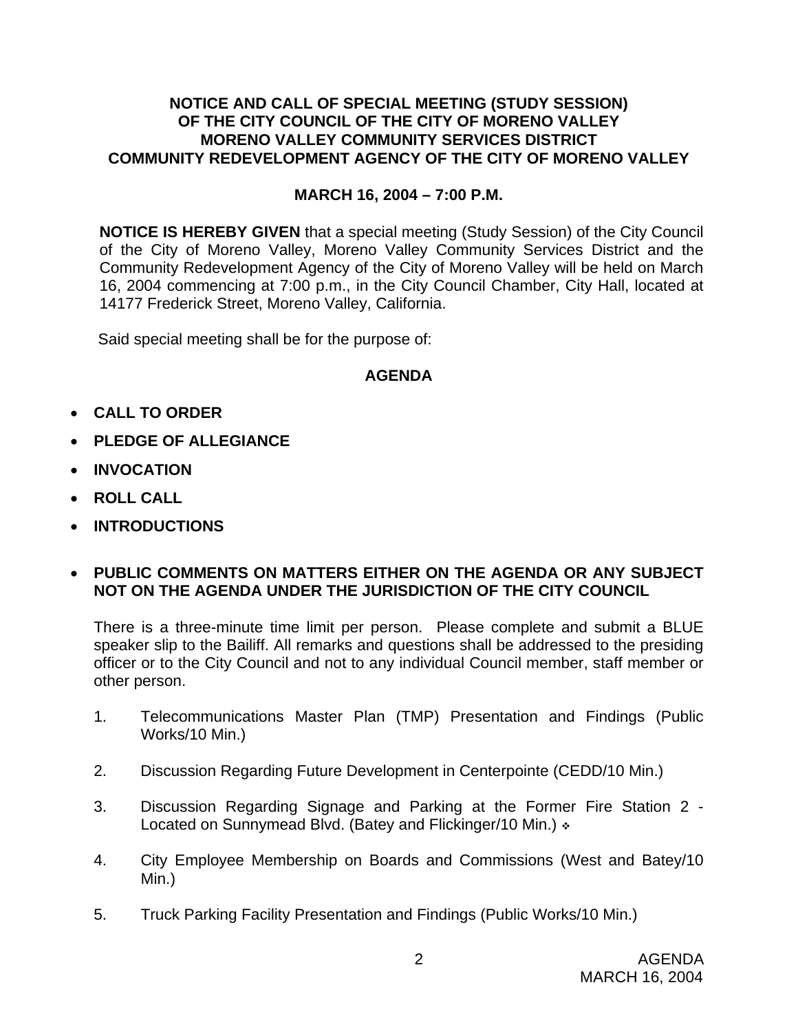# NOTICE AND CALL OF SPECIAL MEETING (STUDY SESSION) OF THE CITY COUNCIL OF THE CITY OF MORENO VALLEY MORENO VALLEY COMMUNITY SERVICES DISTRICT COMMUNITY REDEVELOPMENT AGENCY OF THE CITY OF MORENO VALLEY

## MARCH 16, 2004 – 7:00 P.M.

**NOTICE IS HEREBY GIVEN** that a special meeting (Study Session) of the City Council of the City of Moreno Valley, Moreno Valley Community Services District and the Community Redevelopment Agency of the City of Moreno Valley will be held on March 16, 2004 commencing at 7:00 p.m., in the City Council Chamber, City Hall, located at 14177 Frederick Street, Moreno Valley, California.

Said special meeting shall be for the purpose of:

## AGENDA

- **CALL TO ORDER**
- **PLEDGE OF ALLEGIANCE**
- **INVOCATION**
- **ROLL CALL**
- **INTRODUCTIONS**
- **PUBLIC COMMENTS ON MATTERS EITHER ON THE AGENDA OR ANY SUBJECT NOT ON THE AGENDA UNDER THE JURISDICTION OF THE CITY COUNCIL**

  There is a three-minute time limit per person. Please complete and submit a BLUE speaker slip to the Bailiff. All remarks and questions shall be addressed to the presiding officer or to the City Council and not to any individual Council member, staff member or other person.

1. Telecommunications Master Plan (TMP) Presentation and Findings (Public Works/10 Min.)
2. Discussion Regarding Future Development in Centerpointe (CEDD/10 Min.)
3. Discussion Regarding Signage and Parking at the Former Fire Station 2 - Located on Sunnymead Blvd. (Batey and Flickinger/10 Min.) ❖
4. City Employee Membership on Boards and Commissions (West and Batey/10 Min.)
5. Truck Parking Facility Presentation and Findings (Public Works/10 Min.)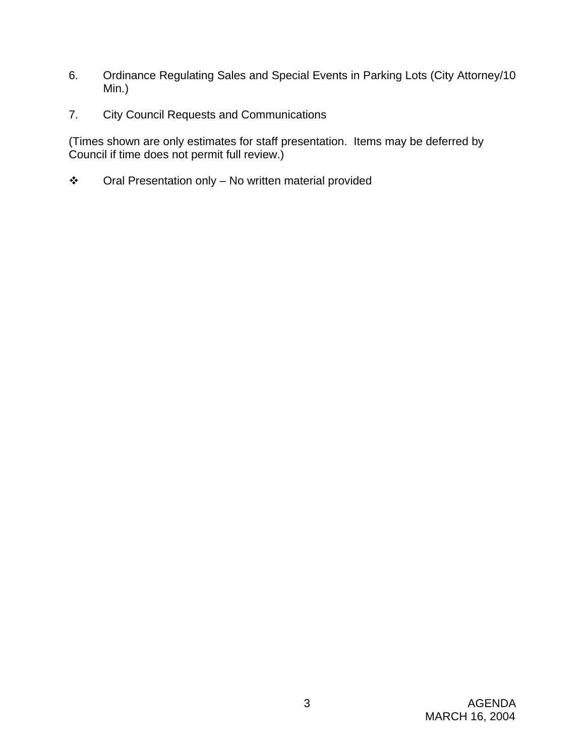6. Ordinance Regulating Sales and Special Events in Parking Lots (City Attorney/10 Min.)

7. City Council Requests and Communications

(Times shown are only estimates for staff presentation. Items may be deferred by Council if time does not permit full review.)

❖ Oral Presentation only – No written material provided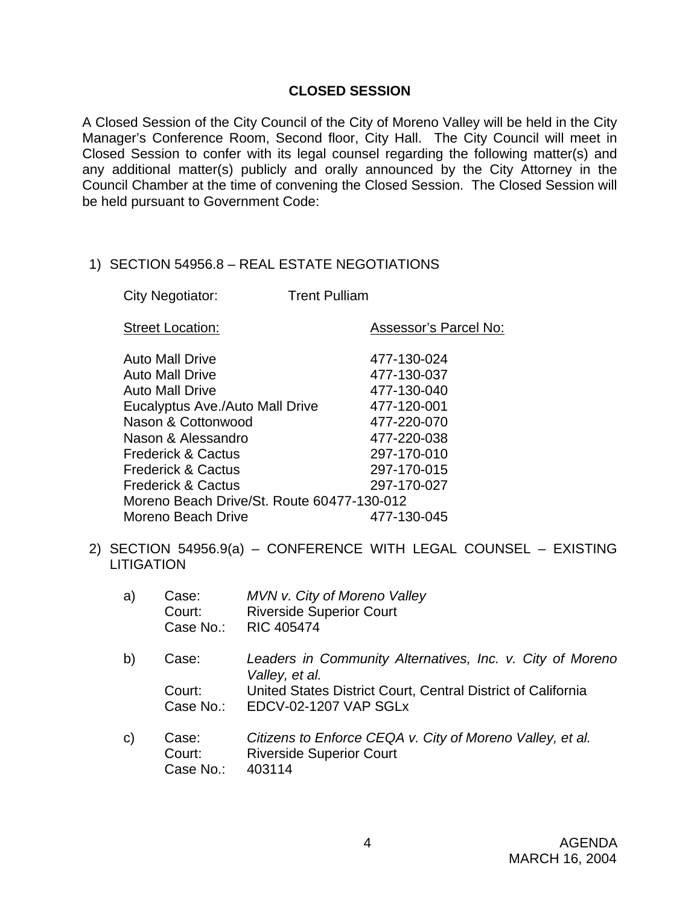## CLOSED SESSION

A Closed Session of the City Council of the City of Moreno Valley will be held in the City Manager's Conference Room, Second floor, City Hall. The City Council will meet in Closed Session to confer with its legal counsel regarding the following matter(s) and any additional matter(s) publicly and orally announced by the City Attorney in the Council Chamber at the time of convening the Closed Session. The Closed Session will be held pursuant to Government Code:

1) SECTION 54956.8 – REAL ESTATE NEGOTIATIONS

   City Negotiator: Trent Pulliam

| Street Location: | Assessor's Parcel No: |
| --- | --- |
| Auto Mall Drive | 477-130-024 |
| Auto Mall Drive | 477-130-037 |
| Auto Mall Drive | 477-130-040 |
| Eucalyptus Ave./Auto Mall Drive | 477-120-001 |
| Nason & Cottonwood | 477-220-070 |
| Nason & Alessandro | 477-220-038 |
| Frederick & Cactus | 297-170-010 |
| Frederick & Cactus | 297-170-015 |
| Frederick & Cactus | 297-170-027 |
| Moreno Beach Drive/St. Route 60 | 477-130-012 |
| Moreno Beach Drive | 477-130-045 |

2) SECTION 54956.9(a) – CONFERENCE WITH LEGAL COUNSEL – EXISTING LITIGATION

   a) Case: *MVN v. City of Moreno Valley*
      Court: Riverside Superior Court
      Case No.: RIC 405474

   b) Case: *Leaders in Community Alternatives, Inc. v. City of Moreno Valley, et al.*
      Court: United States District Court, Central District of California
      Case No.: EDCV-02-1207 VAP SGLx

   c) Case: *Citizens to Enforce CEQA v. City of Moreno Valley, et al.*
      Court: Riverside Superior Court
      Case No.: 403114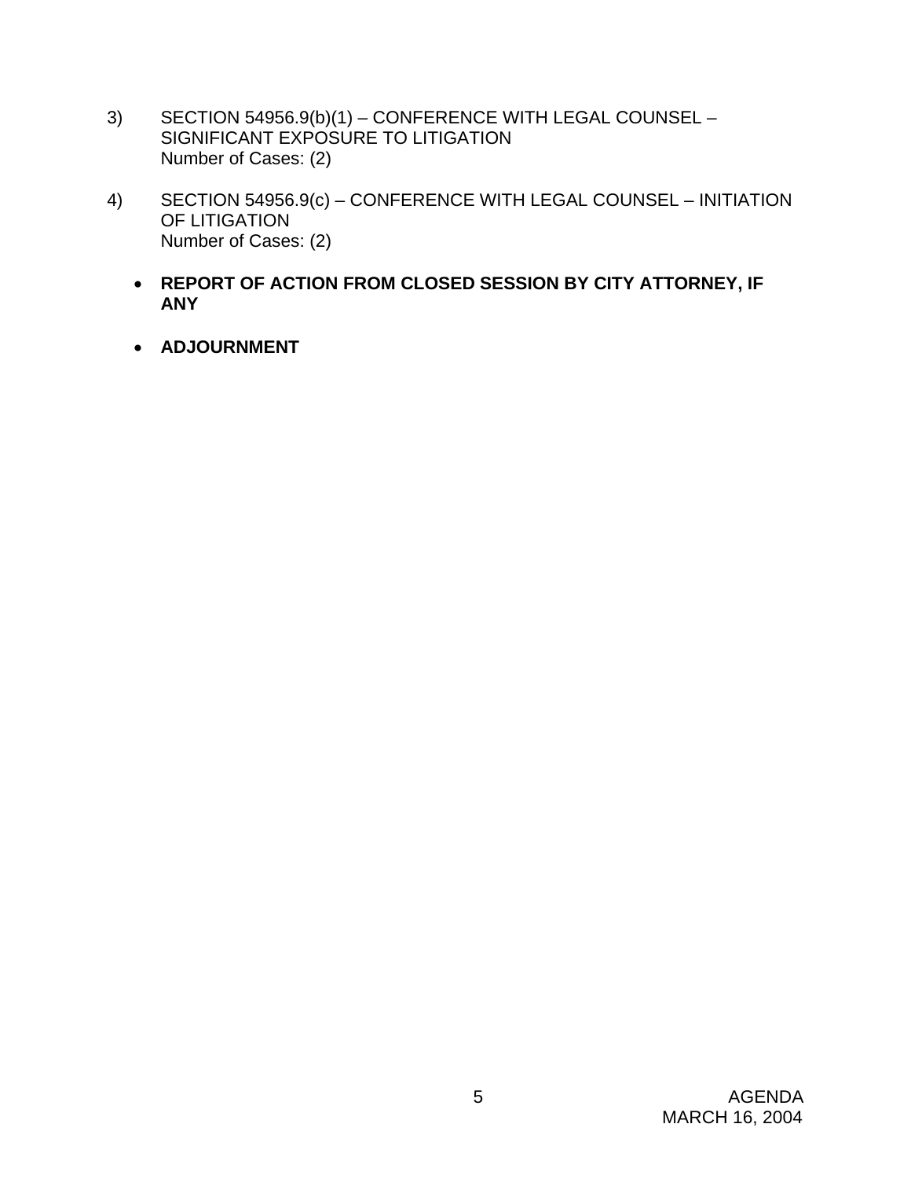3) SECTION 54956.9(b)(1) – CONFERENCE WITH LEGAL COUNSEL – SIGNIFICANT EXPOSURE TO LITIGATION
Number of Cases: (2)

4) SECTION 54956.9(c) – CONFERENCE WITH LEGAL COUNSEL – INITIATION OF LITIGATION
Number of Cases: (2)

- **REPORT OF ACTION FROM CLOSED SESSION BY CITY ATTORNEY, IF ANY**

- **ADJOURNMENT**